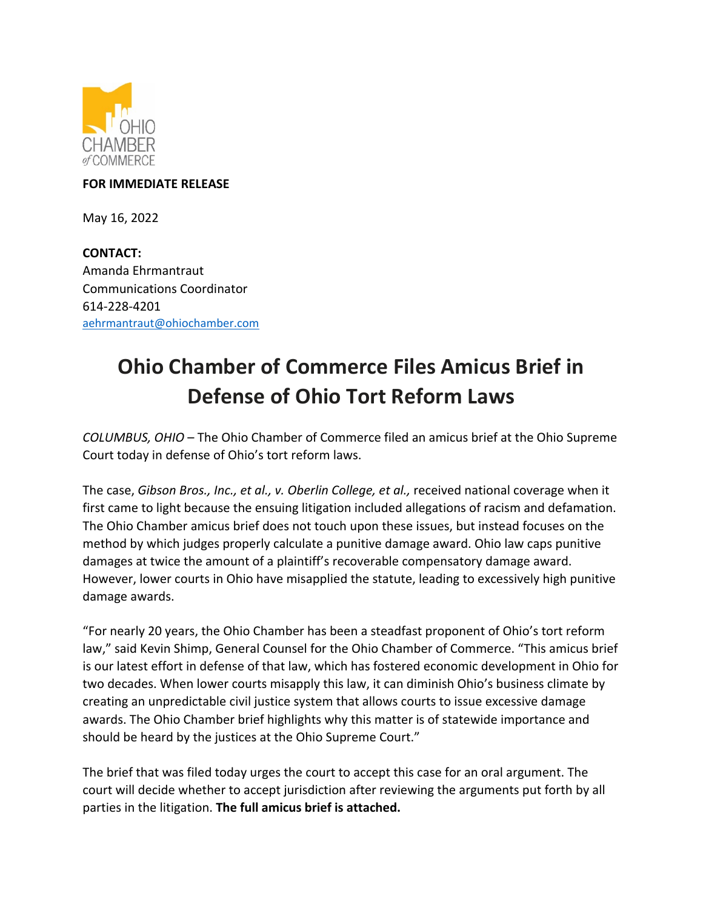OHIO CHAMBER of COMMERCE

**FOR IMMEDIATE RELEASE**

May 16, 2022

**CONTACT:**
Amanda Ehrmantraut
Communications Coordinator
614-228-4201
aehrmantraut@ohiochamber.com

# Ohio Chamber of Commerce Files Amicus Brief in Defense of Ohio Tort Reform Laws

*COLUMBUS, OHIO* – The Ohio Chamber of Commerce filed an amicus brief at the Ohio Supreme Court today in defense of Ohio's tort reform laws.

The case, *Gibson Bros., Inc., et al., v. Oberlin College, et al.,* received national coverage when it first came to light because the ensuing litigation included allegations of racism and defamation. The Ohio Chamber amicus brief does not touch upon these issues, but instead focuses on the method by which judges properly calculate a punitive damage award. Ohio law caps punitive damages at twice the amount of a plaintiff's recoverable compensatory damage award. However, lower courts in Ohio have misapplied the statute, leading to excessively high punitive damage awards.

"For nearly 20 years, the Ohio Chamber has been a steadfast proponent of Ohio's tort reform law," said Kevin Shimp, General Counsel for the Ohio Chamber of Commerce. "This amicus brief is our latest effort in defense of that law, which has fostered economic development in Ohio for two decades. When lower courts misapply this law, it can diminish Ohio's business climate by creating an unpredictable civil justice system that allows courts to issue excessive damage awards. The Ohio Chamber brief highlights why this matter is of statewide importance and should be heard by the justices at the Ohio Supreme Court."

The brief that was filed today urges the court to accept this case for an oral argument. The court will decide whether to accept jurisdiction after reviewing the arguments put forth by all parties in the litigation. **The full amicus brief is attached.**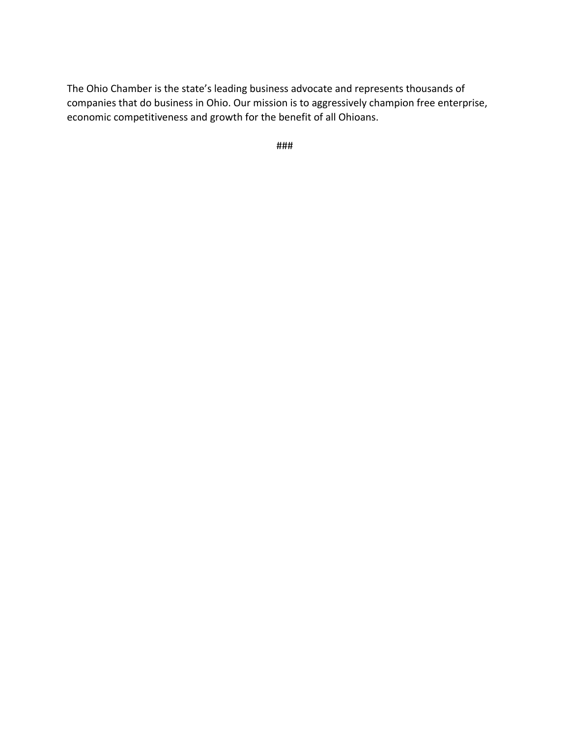The Ohio Chamber is the state's leading business advocate and represents thousands of companies that do business in Ohio. Our mission is to aggressively champion free enterprise, economic competitiveness and growth for the benefit of all Ohioans.

###